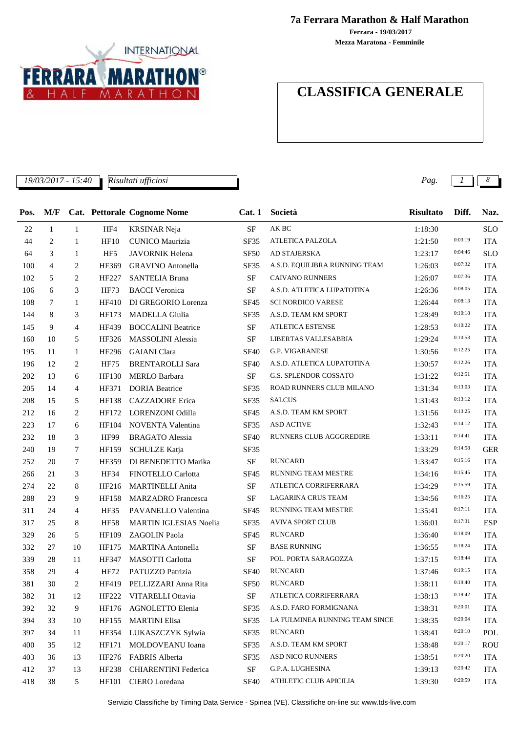# 7a Ferrara Marathon & Half Marathon

**Ferrara - 19/03/2017**

**Mezza Maratona - Femminile**

## CLASSIFICA GENERALE

*19/03/2017 - 15:40* *Risultati ufficiosi*

| Pos. | M/F | Cat. | Pettorale | Cognome Nome | Cat. 1 | Società | Risultato | Diff. | Naz. |
|---|---|---|---|---|---|---|---|---|---|
| 22 | 1 | 1 | HF4 | KRSINAR Neja | SF | AK BC | 1:18:30 | | SLO |
| 44 | 2 | 1 | HF10 | CUNICO Maurizia | SF35 | ATLETICA PALZOLA | 1:21:50 | 0:03:19 | ITA |
| 64 | 3 | 1 | HF5 | JAVORNIK Helena | SF50 | AD STAJERSKA | 1:23:17 | 0:04:46 | SLO |
| 100 | 4 | 2 | HF369 | GRAVINO Antonella | SF35 | A.S.D. EQUILIBRA RUNNING TEAM | 1:26:03 | 0:07:32 | ITA |
| 102 | 5 | 2 | HF227 | SANTELIA Bruna | SF | CAIVANO RUNNERS | 1:26:07 | 0:07:36 | ITA |
| 106 | 6 | 3 | HF73 | BACCI Veronica | SF | A.S.D. ATLETICA LUPATOTINA | 1:26:36 | 0:08:05 | ITA |
| 108 | 7 | 1 | HF410 | DI GREGORIO Lorenza | SF45 | SCI NORDICO VARESE | 1:26:44 | 0:08:13 | ITA |
| 144 | 8 | 3 | HF173 | MADELLA Giulia | SF35 | A.S.D. TEAM KM SPORT | 1:28:49 | 0:10:18 | ITA |
| 145 | 9 | 4 | HF439 | BOCCALINI Beatrice | SF | ATLETICA ESTENSE | 1:28:53 | 0:10:22 | ITA |
| 160 | 10 | 5 | HF326 | MASSOLINI Alessia | SF | LIBERTAS VALLESABBIA | 1:29:24 | 0:10:53 | ITA |
| 195 | 11 | 1 | HF296 | GAIANI Clara | SF40 | G.P. VIGARANESE | 1:30:56 | 0:12:25 | ITA |
| 196 | 12 | 2 | HF75 | BRENTAROLLI Sara | SF40 | A.S.D. ATLETICA LUPATOTINA | 1:30:57 | 0:12:26 | ITA |
| 202 | 13 | 6 | HF130 | MERLO Barbara | SF | G.S. SPLENDOR COSSATO | 1:31:22 | 0:12:51 | ITA |
| 205 | 14 | 4 | HF371 | DORIA Beatrice | SF35 | ROAD RUNNERS CLUB MILANO | 1:31:34 | 0:13:03 | ITA |
| 208 | 15 | 5 | HF138 | CAZZADORE Erica | SF35 | SALCUS | 1:31:43 | 0:13:12 | ITA |
| 212 | 16 | 2 | HF172 | LORENZONI Odilla | SF45 | A.S.D. TEAM KM SPORT | 1:31:56 | 0:13:25 | ITA |
| 223 | 17 | 6 | HF104 | NOVENTA Valentina | SF35 | ASD ACTIVE | 1:32:43 | 0:14:12 | ITA |
| 232 | 18 | 3 | HF99 | BRAGATO Alessia | SF40 | RUNNERS CLUB AGGGREDIRE | 1:33:11 | 0:14:41 | ITA |
| 240 | 19 | 7 | HF159 | SCHULZE Katja | SF35 | | 1:33:29 | 0:14:58 | GER |
| 252 | 20 | 7 | HF359 | DI BENEDETTO Marika | SF | RUNCARD | 1:33:47 | 0:15:16 | ITA |
| 266 | 21 | 3 | HF34 | FINOTELLO Carlotta | SF45 | RUNNING TEAM MESTRE | 1:34:16 | 0:15:45 | ITA |
| 274 | 22 | 8 | HF216 | MARTINELLI Anita | SF | ATLETICA CORRIFERRARA | 1:34:29 | 0:15:59 | ITA |
| 288 | 23 | 9 | HF158 | MARZADRO Francesca | SF | LAGARINA CRUS TEAM | 1:34:56 | 0:16:25 | ITA |
| 311 | 24 | 4 | HF35 | PAVANELLO Valentina | SF45 | RUNNING TEAM MESTRE | 1:35:41 | 0:17:11 | ITA |
| 317 | 25 | 8 | HF58 | MARTIN IGLESIAS Noelia | SF35 | AVIVA SPORT CLUB | 1:36:01 | 0:17:31 | ESP |
| 329 | 26 | 5 | HF109 | ZAGOLIN Paola | SF45 | RUNCARD | 1:36:40 | 0:18:09 | ITA |
| 332 | 27 | 10 | HF175 | MARTINA Antonella | SF | BASE RUNNING | 1:36:55 | 0:18:24 | ITA |
| 339 | 28 | 11 | HF347 | MASOTTI Carlotta | SF | POL. PORTA SARAGOZZA | 1:37:15 | 0:18:44 | ITA |
| 358 | 29 | 4 | HF72 | PATUZZO Patrizia | SF40 | RUNCARD | 1:37:46 | 0:19:15 | ITA |
| 381 | 30 | 2 | HF419 | PELLIZZARI Anna Rita | SF50 | RUNCARD | 1:38:11 | 0:19:40 | ITA |
| 382 | 31 | 12 | HF222 | VITARELLI Ottavia | SF | ATLETICA CORRIFERRARA | 1:38:13 | 0:19:42 | ITA |
| 392 | 32 | 9 | HF176 | AGNOLETTO Elenia | SF35 | A.S.D. FARO FORMIGNANA | 1:38:31 | 0:20:01 | ITA |
| 394 | 33 | 10 | HF155 | MARTINI Elisa | SF35 | LA FULMINEA RUNNING TEAM SINCE | 1:38:35 | 0:20:04 | ITA |
| 397 | 34 | 11 | HF354 | LUKASZCZYK Sylwia | SF35 | RUNCARD | 1:38:41 | 0:20:10 | POL |
| 400 | 35 | 12 | HF171 | MOLDOVEANU Ioana | SF35 | A.S.D. TEAM KM SPORT | 1:38:48 | 0:20:17 | ROU |
| 403 | 36 | 13 | HF276 | FABRIS Alberta | SF35 | ASD NICO RUNNERS | 1:38:51 | 0:20:20 | ITA |
| 412 | 37 | 13 | HF238 | CHIARENTINI Federica | SF | G.P.A. LUGHESINA | 1:39:13 | 0:20:42 | ITA |
| 418 | 38 | 5 | HF101 | CIERO Loredana | SF40 | ATHLETIC CLUB APICILIA | 1:39:30 | 0:20:59 | ITA |

Servizio Classifiche by Timing Data Service - Spinea (VE). Classifiche on-line su: www.tds-live.com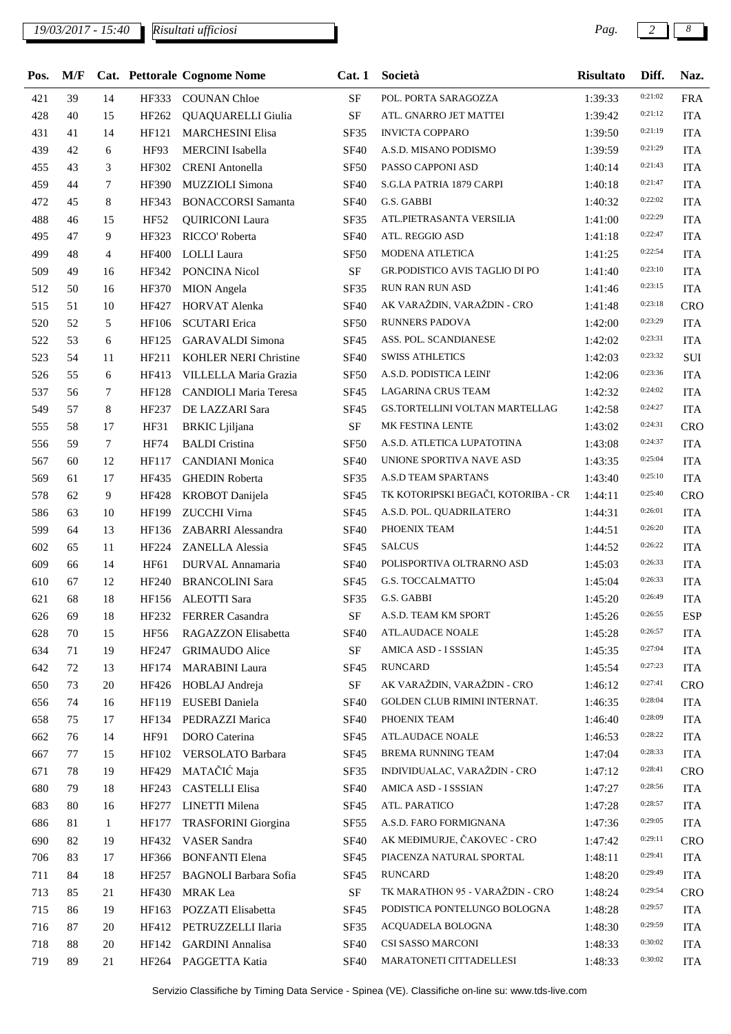| Pos. | M/F | Cat. | Pettorale | Cognome Nome | Cat. 1 | Società | Risultato | Diff. | Naz. |
|---|---|---|---|---|---|---|---|---|---|
| 421 | 39 | 14 | HF333 | COUNAN Chloe | SF | POL. PORTA SARAGOZZA | 1:39:33 | 0:21:02 | FRA |
| 428 | 40 | 15 | HF262 | QUAQUARELLI Giulia | SF | ATL. GNARRO JET MATTEI | 1:39:42 | 0:21:12 | ITA |
| 431 | 41 | 14 | HF121 | MARCHESINI Elisa | SF35 | INVICTA COPPARO | 1:39:50 | 0:21:19 | ITA |
| 439 | 42 | 6 | HF93 | MERCINI Isabella | SF40 | A.S.D. MISANO PODISMO | 1:39:59 | 0:21:29 | ITA |
| 455 | 43 | 3 | HF302 | CRENI Antonella | SF50 | PASSO CAPPONI ASD | 1:40:14 | 0:21:43 | ITA |
| 459 | 44 | 7 | HF390 | MUZZIOLI Simona | SF40 | S.G.LA PATRIA 1879 CARPI | 1:40:18 | 0:21:47 | ITA |
| 472 | 45 | 8 | HF343 | BONACCORSI Samanta | SF40 | G.S. GABBI | 1:40:32 | 0:22:02 | ITA |
| 488 | 46 | 15 | HF52 | QUIRICONI Laura | SF35 | ATL.PIETRASANTA VERSILIA | 1:41:00 | 0:22:29 | ITA |
| 495 | 47 | 9 | HF323 | RICCO' Roberta | SF40 | ATL. REGGIO ASD | 1:41:18 | 0:22:47 | ITA |
| 499 | 48 | 4 | HF400 | LOLLI Laura | SF50 | MODENA ATLETICA | 1:41:25 | 0:22:54 | ITA |
| 509 | 49 | 16 | HF342 | PONCINA Nicol | SF | GR.PODISTICO AVIS TAGLIO DI PO | 1:41:40 | 0:23:10 | ITA |
| 512 | 50 | 16 | HF370 | MION Angela | SF35 | RUN RAN RUN ASD | 1:41:46 | 0:23:15 | ITA |
| 515 | 51 | 10 | HF427 | HORVAT Alenka | SF40 | AK VARAŽDIN, VARAŽDIN - CRO | 1:41:48 | 0:23:18 | CRO |
| 520 | 52 | 5 | HF106 | SCUTARI Erica | SF50 | RUNNERS PADOVA | 1:42:00 | 0:23:29 | ITA |
| 522 | 53 | 6 | HF125 | GARAVALDI Simona | SF45 | ASS. POL. SCANDIANESE | 1:42:02 | 0:23:31 | ITA |
| 523 | 54 | 11 | HF211 | KOHLER NERI Christine | SF40 | SWISS ATHLETICS | 1:42:03 | 0:23:32 | SUI |
| 526 | 55 | 6 | HF413 | VILLELLA Maria Grazia | SF50 | A.S.D. PODISTICA LEINI' | 1:42:06 | 0:23:36 | ITA |
| 537 | 56 | 7 | HF128 | CANDIOLI Maria Teresa | SF45 | LAGARINA CRUS TEAM | 1:42:32 | 0:24:02 | ITA |
| 549 | 57 | 8 | HF237 | DE LAZZARI Sara | SF45 | GS.TORTELLINI VOLTAN MARTELLAG | 1:42:58 | 0:24:27 | ITA |
| 555 | 58 | 17 | HF31 | BRKIC Ljiljana | SF | MK FESTINA LENTE | 1:43:02 | 0:24:31 | CRO |
| 556 | 59 | 7 | HF74 | BALDI Cristina | SF50 | A.S.D. ATLETICA LUPATOTINA | 1:43:08 | 0:24:37 | ITA |
| 567 | 60 | 12 | HF117 | CANDIANI Monica | SF40 | UNIONE SPORTIVA NAVE ASD | 1:43:35 | 0:25:04 | ITA |
| 569 | 61 | 17 | HF435 | GHEDIN Roberta | SF35 | A.S.D TEAM SPARTANS | 1:43:40 | 0:25:10 | ITA |
| 578 | 62 | 9 | HF428 | KROBOT Danijela | SF45 | TK KOTORIPSKI BEGAČI, KOTORIBA - CR | 1:44:11 | 0:25:40 | CRO |
| 586 | 63 | 10 | HF199 | ZUCCHI Virna | SF45 | A.S.D. POL. QUADRILATERO | 1:44:31 | 0:26:01 | ITA |
| 599 | 64 | 13 | HF136 | ZABARRI Alessandra | SF40 | PHOENIX TEAM | 1:44:51 | 0:26:20 | ITA |
| 602 | 65 | 11 | HF224 | ZANELLA Alessia | SF45 | SALCUS | 1:44:52 | 0:26:22 | ITA |
| 609 | 66 | 14 | HF61 | DURVAL Annamaria | SF40 | POLISPORTIVA OLTRARNO ASD | 1:45:03 | 0:26:33 | ITA |
| 610 | 67 | 12 | HF240 | BRANCOLINI Sara | SF45 | G.S. TOCCALMATTO | 1:45:04 | 0:26:33 | ITA |
| 621 | 68 | 18 | HF156 | ALEOTTI Sara | SF35 | G.S. GABBI | 1:45:20 | 0:26:49 | ITA |
| 626 | 69 | 18 | HF232 | FERRER Casandra | SF | A.S.D. TEAM KM SPORT | 1:45:26 | 0:26:55 | ESP |
| 628 | 70 | 15 | HF56 | RAGAZZON Elisabetta | SF40 | ATL.AUDACE NOALE | 1:45:28 | 0:26:57 | ITA |
| 634 | 71 | 19 | HF247 | GRIMAUDO Alice | SF | AMICA ASD - I SSSIAN | 1:45:35 | 0:27:04 | ITA |
| 642 | 72 | 13 | HF174 | MARABINI Laura | SF45 | RUNCARD | 1:45:54 | 0:27:23 | ITA |
| 650 | 73 | 20 | HF426 | HOBLAJ Andreja | SF | AK VARAŽDIN, VARAŽDIN - CRO | 1:46:12 | 0:27:41 | CRO |
| 656 | 74 | 16 | HF119 | EUSEBI Daniela | SF40 | GOLDEN CLUB RIMINI INTERNAT. | 1:46:35 | 0:28:04 | ITA |
| 658 | 75 | 17 | HF134 | PEDRAZZI Marica | SF40 | PHOENIX TEAM | 1:46:40 | 0:28:09 | ITA |
| 662 | 76 | 14 | HF91 | DORO Caterina | SF45 | ATL.AUDACE NOALE | 1:46:53 | 0:28:22 | ITA |
| 667 | 77 | 15 | HF102 | VERSOLATO Barbara | SF45 | BREMA RUNNING TEAM | 1:47:04 | 0:28:33 | ITA |
| 671 | 78 | 19 | HF429 | MATAČIĆ Maja | SF35 | INDIVIDUALAC, VARAŽDIN - CRO | 1:47:12 | 0:28:41 | CRO |
| 680 | 79 | 18 | HF243 | CASTELLI Elisa | SF40 | AMICA ASD - I SSSIAN | 1:47:27 | 0:28:56 | ITA |
| 683 | 80 | 16 | HF277 | LINETTI Milena | SF45 | ATL. PARATICO | 1:47:28 | 0:28:57 | ITA |
| 686 | 81 | 1 | HF177 | TRASFORINI Giorgina | SF55 | A.S.D. FARO FORMIGNANA | 1:47:36 | 0:29:05 | ITA |
| 690 | 82 | 19 | HF432 | VASER Sandra | SF40 | AK MEĐIMURJE, ČAKOVEC - CRO | 1:47:42 | 0:29:11 | CRO |
| 706 | 83 | 17 | HF366 | BONFANTI Elena | SF45 | PIACENZA NATURAL SPORTAL | 1:48:11 | 0:29:41 | ITA |
| 711 | 84 | 18 | HF257 | BAGNOLI Barbara Sofia | SF45 | RUNCARD | 1:48:20 | 0:29:49 | ITA |
| 713 | 85 | 21 | HF430 | MRAK Lea | SF | TK MARATHON 95 - VARAŽDIN - CRO | 1:48:24 | 0:29:54 | CRO |
| 715 | 86 | 19 | HF163 | POZZATI Elisabetta | SF45 | PODISTICA PONTELUNGO BOLOGNA | 1:48:28 | 0:29:57 | ITA |
| 716 | 87 | 20 | HF412 | PETRUZZELLI Ilaria | SF35 | ACQUADELA BOLOGNA | 1:48:30 | 0:29:59 | ITA |
| 718 | 88 | 20 | HF142 | GARDINI Annalisa | SF40 | CSI SASSO MARCONI | 1:48:33 | 0:30:02 | ITA |
| 719 | 89 | 21 | HF264 | PAGGETTA Katia | SF40 | MARATONETI CITTADELLESI | 1:48:33 | 0:30:02 | ITA |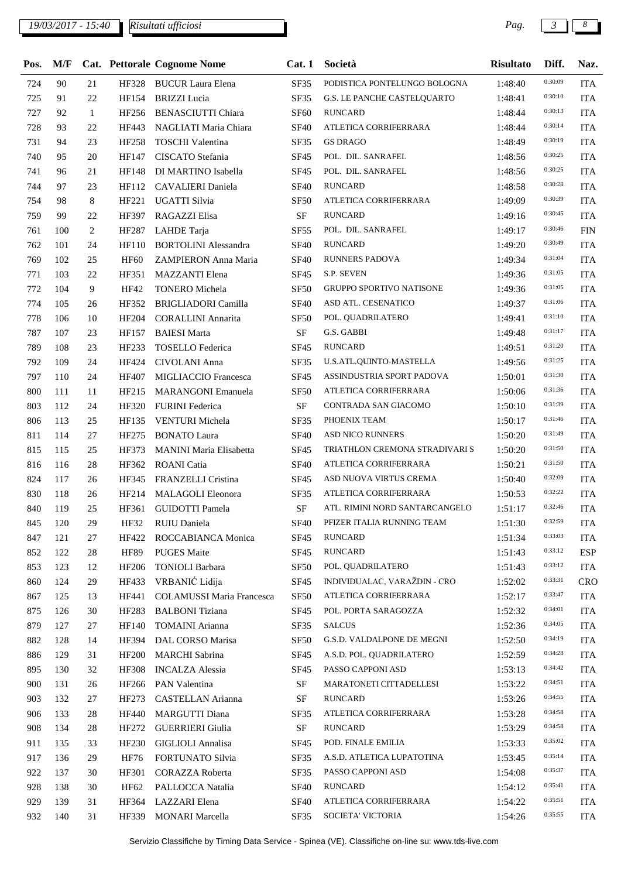| Pos. | M/F | Cat. | Pettorale | Cognome Nome | Cat. 1 | Società | Risultato | Diff. | Naz. |
|---|---|---|---|---|---|---|---|---|---|
| 724 | 90 | 21 | HF328 | BUCUR Laura Elena | SF35 | PODISTICA PONTELUNGO BOLOGNA | 1:48:40 | 0:30:09 | ITA |
| 725 | 91 | 22 | HF154 | BRIZZI Lucia | SF35 | G.S. LE PANCHE CASTELQUARTO | 1:48:41 | 0:30:10 | ITA |
| 727 | 92 | 1 | HF256 | BENASCIUTTI Chiara | SF60 | RUNCARD | 1:48:44 | 0:30:13 | ITA |
| 728 | 93 | 22 | HF443 | NAGLIATI Maria Chiara | SF40 | ATLETICA CORRIFERRARA | 1:48:44 | 0:30:14 | ITA |
| 731 | 94 | 23 | HF258 | TOSCHI Valentina | SF35 | GS DRAGO | 1:48:49 | 0:30:19 | ITA |
| 740 | 95 | 20 | HF147 | CISCATO Stefania | SF45 | POL. DIL. SANRAFEL | 1:48:56 | 0:30:25 | ITA |
| 741 | 96 | 21 | HF148 | DI MARTINO Isabella | SF45 | POL. DIL. SANRAFEL | 1:48:56 | 0:30:25 | ITA |
| 744 | 97 | 23 | HF112 | CAVALIERI Daniela | SF40 | RUNCARD | 1:48:58 | 0:30:28 | ITA |
| 754 | 98 | 8 | HF221 | UGATTI Silvia | SF50 | ATLETICA CORRIFERRARA | 1:49:09 | 0:30:39 | ITA |
| 759 | 99 | 22 | HF397 | RAGAZZI Elisa | SF | RUNCARD | 1:49:16 | 0:30:45 | ITA |
| 761 | 100 | 2 | HF287 | LAHDE Tarja | SF55 | POL. DIL. SANRAFEL | 1:49:17 | 0:30:46 | FIN |
| 762 | 101 | 24 | HF110 | BORTOLINI Alessandra | SF40 | RUNCARD | 1:49:20 | 0:30:49 | ITA |
| 769 | 102 | 25 | HF60 | ZAMPIERON Anna Maria | SF40 | RUNNERS PADOVA | 1:49:34 | 0:31:04 | ITA |
| 771 | 103 | 22 | HF351 | MAZZANTI Elena | SF45 | S.P. SEVEN | 1:49:36 | 0:31:05 | ITA |
| 772 | 104 | 9 | HF42 | TONERO Michela | SF50 | GRUPPO SPORTIVO NATISONE | 1:49:36 | 0:31:05 | ITA |
| 774 | 105 | 26 | HF352 | BRIGLIADORI Camilla | SF40 | ASD ATL. CESENATICO | 1:49:37 | 0:31:06 | ITA |
| 778 | 106 | 10 | HF204 | CORALLINI Annarita | SF50 | POL. QUADRILATERO | 1:49:41 | 0:31:10 | ITA |
| 787 | 107 | 23 | HF157 | BAIESI Marta | SF | G.S. GABBI | 1:49:48 | 0:31:17 | ITA |
| 789 | 108 | 23 | HF233 | TOSELLO Federica | SF45 | RUNCARD | 1:49:51 | 0:31:20 | ITA |
| 792 | 109 | 24 | HF424 | CIVOLANI Anna | SF35 | U.S.ATL.QUINTO-MASTELLA | 1:49:56 | 0:31:25 | ITA |
| 797 | 110 | 24 | HF407 | MIGLIACCIO Francesca | SF45 | ASSINDUSTRIA SPORT PADOVA | 1:50:01 | 0:31:30 | ITA |
| 800 | 111 | 11 | HF215 | MARANGONI Emanuela | SF50 | ATLETICA CORRIFERRARA | 1:50:06 | 0:31:36 | ITA |
| 803 | 112 | 24 | HF320 | FURINI Federica | SF | CONTRADA SAN GIACOMO | 1:50:10 | 0:31:39 | ITA |
| 806 | 113 | 25 | HF135 | VENTURI Michela | SF35 | PHOENIX TEAM | 1:50:17 | 0:31:46 | ITA |
| 811 | 114 | 27 | HF275 | BONATO Laura | SF40 | ASD NICO RUNNERS | 1:50:20 | 0:31:49 | ITA |
| 815 | 115 | 25 | HF373 | MANINI Maria Elisabetta | SF45 | TRIATHLON CREMONA STRADIVARI S | 1:50:20 | 0:31:50 | ITA |
| 816 | 116 | 28 | HF362 | ROANI Catia | SF40 | ATLETICA CORRIFERRARA | 1:50:21 | 0:31:50 | ITA |
| 824 | 117 | 26 | HF345 | FRANZELLI Cristina | SF45 | ASD NUOVA VIRTUS CREMA | 1:50:40 | 0:32:09 | ITA |
| 830 | 118 | 26 | HF214 | MALAGOLI Eleonora | SF35 | ATLETICA CORRIFERRARA | 1:50:53 | 0:32:22 | ITA |
| 840 | 119 | 25 | HF361 | GUIDOTTI Pamela | SF | ATL. RIMINI NORD SANTARCANGELO | 1:51:17 | 0:32:46 | ITA |
| 845 | 120 | 29 | HF32 | RUIU Daniela | SF40 | PFIZER ITALIA RUNNING TEAM | 1:51:30 | 0:32:59 | ITA |
| 847 | 121 | 27 | HF422 | ROCCABIANCA Monica | SF45 | RUNCARD | 1:51:34 | 0:33:03 | ITA |
| 852 | 122 | 28 | HF89 | PUGES Maite | SF45 | RUNCARD | 1:51:43 | 0:33:12 | ESP |
| 853 | 123 | 12 | HF206 | TONIOLI Barbara | SF50 | POL. QUADRILATERO | 1:51:43 | 0:33:12 | ITA |
| 860 | 124 | 29 | HF433 | VRBANIĆ Lidija | SF45 | INDIVIDUALAC, VARAŽDIN - CRO | 1:52:02 | 0:33:31 | CRO |
| 867 | 125 | 13 | HF441 | COLAMUSSI Maria Francesca | SF50 | ATLETICA CORRIFERRARA | 1:52:17 | 0:33:47 | ITA |
| 875 | 126 | 30 | HF283 | BALBONI Tiziana | SF45 | POL. PORTA SARAGOZZA | 1:52:32 | 0:34:01 | ITA |
| 879 | 127 | 27 | HF140 | TOMAINI Arianna | SF35 | SALCUS | 1:52:36 | 0:34:05 | ITA |
| 882 | 128 | 14 | HF394 | DAL CORSO Marisa | SF50 | G.S.D. VALDALPONE DE MEGNI | 1:52:50 | 0:34:19 | ITA |
| 886 | 129 | 31 | HF200 | MARCHI Sabrina | SF45 | A.S.D. POL. QUADRILATERO | 1:52:59 | 0:34:28 | ITA |
| 895 | 130 | 32 | HF308 | INCALZA Alessia | SF45 | PASSO CAPPONI ASD | 1:53:13 | 0:34:42 | ITA |
| 900 | 131 | 26 | HF266 | PAN Valentina | SF | MARATONETI CITTADELLESI | 1:53:22 | 0:34:51 | ITA |
| 903 | 132 | 27 | HF273 | CASTELLAN Arianna | SF | RUNCARD | 1:53:26 | 0:34:55 | ITA |
| 906 | 133 | 28 | HF440 | MARGUTTI Diana | SF35 | ATLETICA CORRIFERRARA | 1:53:28 | 0:34:58 | ITA |
| 908 | 134 | 28 | HF272 | GUERRIERI Giulia | SF | RUNCARD | 1:53:29 | 0:34:58 | ITA |
| 911 | 135 | 33 | HF230 | GIGLIOLI Annalisa | SF45 | POD. FINALE EMILIA | 1:53:33 | 0:35:02 | ITA |
| 917 | 136 | 29 | HF76 | FORTUNATO Silvia | SF35 | A.S.D. ATLETICA LUPATOTINA | 1:53:45 | 0:35:14 | ITA |
| 922 | 137 | 30 | HF301 | CORAZZA Roberta | SF35 | PASSO CAPPONI ASD | 1:54:08 | 0:35:37 | ITA |
| 928 | 138 | 30 | HF62 | PALLOCCA Natalia | SF40 | RUNCARD | 1:54:12 | 0:35:41 | ITA |
| 929 | 139 | 31 | HF364 | LAZZARI Elena | SF40 | ATLETICA CORRIFERRARA | 1:54:22 | 0:35:51 | ITA |
| 932 | 140 | 31 | HF339 | MONARI Marcella | SF35 | SOCIETA' VICTORIA | 1:54:26 | 0:35:55 | ITA |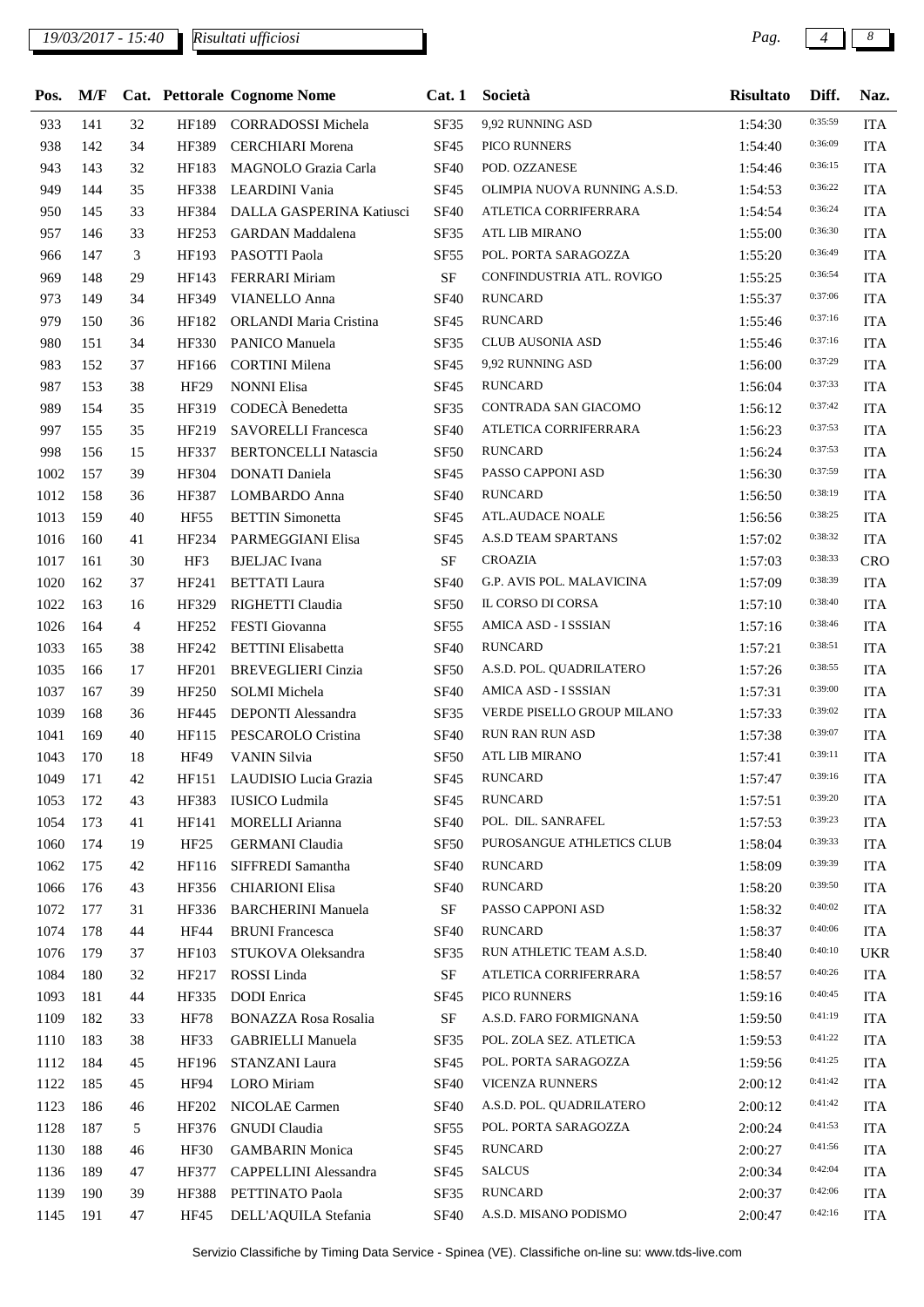*19/03/2017 - 15:40* *Risultati ufficiosi*

| Pos. | M/F | Cat. | Pettorale | Cognome Nome | Cat. 1 | Società | Risultato | Diff. | Naz. |
|---|---|---|---|---|---|---|---|---|---|
| 933 | 141 | 32 | HF189 | CORRADOSSI Michela | SF35 | 9,92 RUNNING ASD | 1:54:30 | 0:35:59 | ITA |
| 938 | 142 | 34 | HF389 | CERCHIARI Morena | SF45 | PICO RUNNERS | 1:54:40 | 0:36:09 | ITA |
| 943 | 143 | 32 | HF183 | MAGNOLO Grazia Carla | SF40 | POD. OZZANESE | 1:54:46 | 0:36:15 | ITA |
| 949 | 144 | 35 | HF338 | LEARDINI Vania | SF45 | OLIMPIA NUOVA RUNNING A.S.D. | 1:54:53 | 0:36:22 | ITA |
| 950 | 145 | 33 | HF384 | DALLA GASPERINA Katiusci | SF40 | ATLETICA CORRIFERRARA | 1:54:54 | 0:36:24 | ITA |
| 957 | 146 | 33 | HF253 | GARDAN Maddalena | SF35 | ATL LIB MIRANO | 1:55:00 | 0:36:30 | ITA |
| 966 | 147 | 3 | HF193 | PASOTTI Paola | SF55 | POL. PORTA SARAGOZZA | 1:55:20 | 0:36:49 | ITA |
| 969 | 148 | 29 | HF143 | FERRARI Miriam | SF | CONFINDUSTRIA ATL. ROVIGO | 1:55:25 | 0:36:54 | ITA |
| 973 | 149 | 34 | HF349 | VIANELLO Anna | SF40 | RUNCARD | 1:55:37 | 0:37:06 | ITA |
| 979 | 150 | 36 | HF182 | ORLANDI Maria Cristina | SF45 | RUNCARD | 1:55:46 | 0:37:16 | ITA |
| 980 | 151 | 34 | HF330 | PANICO Manuela | SF35 | CLUB AUSONIA ASD | 1:55:46 | 0:37:16 | ITA |
| 983 | 152 | 37 | HF166 | CORTINI Milena | SF45 | 9,92 RUNNING ASD | 1:56:00 | 0:37:29 | ITA |
| 987 | 153 | 38 | HF29 | NONNI Elisa | SF45 | RUNCARD | 1:56:04 | 0:37:33 | ITA |
| 989 | 154 | 35 | HF319 | CODECÀ Benedetta | SF35 | CONTRADA SAN GIACOMO | 1:56:12 | 0:37:42 | ITA |
| 997 | 155 | 35 | HF219 | SAVORELLI Francesca | SF40 | ATLETICA CORRIFERRARA | 1:56:23 | 0:37:53 | ITA |
| 998 | 156 | 15 | HF337 | BERTONCELLI Natascia | SF50 | RUNCARD | 1:56:24 | 0:37:53 | ITA |
| 1002 | 157 | 39 | HF304 | DONATI Daniela | SF45 | PASSO CAPPONI ASD | 1:56:30 | 0:37:59 | ITA |
| 1012 | 158 | 36 | HF387 | LOMBARDO Anna | SF40 | RUNCARD | 1:56:50 | 0:38:19 | ITA |
| 1013 | 159 | 40 | HF55 | BETTIN Simonetta | SF45 | ATL.AUDACE NOALE | 1:56:56 | 0:38:25 | ITA |
| 1016 | 160 | 41 | HF234 | PARMEGGIANI Elisa | SF45 | A.S.D TEAM SPARTANS | 1:57:02 | 0:38:32 | ITA |
| 1017 | 161 | 30 | HF3 | BJELJAC Ivana | SF | CROAZIA | 1:57:03 | 0:38:33 | CRO |
| 1020 | 162 | 37 | HF241 | BETTATI Laura | SF40 | G.P. AVIS POL. MALAVICINA | 1:57:09 | 0:38:39 | ITA |
| 1022 | 163 | 16 | HF329 | RIGHETTI Claudia | SF50 | IL CORSO DI CORSA | 1:57:10 | 0:38:40 | ITA |
| 1026 | 164 | 4 | HF252 | FESTI Giovanna | SF55 | AMICA ASD - I SSSIAN | 1:57:16 | 0:38:46 | ITA |
| 1033 | 165 | 38 | HF242 | BETTINI Elisabetta | SF40 | RUNCARD | 1:57:21 | 0:38:51 | ITA |
| 1035 | 166 | 17 | HF201 | BREVEGLIERI Cinzia | SF50 | A.S.D. POL. QUADRILATERO | 1:57:26 | 0:38:55 | ITA |
| 1037 | 167 | 39 | HF250 | SOLMI Michela | SF40 | AMICA ASD - I SSSIAN | 1:57:31 | 0:39:00 | ITA |
| 1039 | 168 | 36 | HF445 | DEPONTI Alessandra | SF35 | VERDE PISELLO GROUP MILANO | 1:57:33 | 0:39:02 | ITA |
| 1041 | 169 | 40 | HF115 | PESCAROLO Cristina | SF40 | RUN RAN RUN ASD | 1:57:38 | 0:39:07 | ITA |
| 1043 | 170 | 18 | HF49 | VANIN Silvia | SF50 | ATL LIB MIRANO | 1:57:41 | 0:39:11 | ITA |
| 1049 | 171 | 42 | HF151 | LAUDISIO Lucia Grazia | SF45 | RUNCARD | 1:57:47 | 0:39:16 | ITA |
| 1053 | 172 | 43 | HF383 | IUSICO Ludmila | SF45 | RUNCARD | 1:57:51 | 0:39:20 | ITA |
| 1054 | 173 | 41 | HF141 | MORELLI Arianna | SF40 | POL. DIL. SANRAFEL | 1:57:53 | 0:39:23 | ITA |
| 1060 | 174 | 19 | HF25 | GERMANI Claudia | SF50 | PUROSANGUE ATHLETICS CLUB | 1:58:04 | 0:39:33 | ITA |
| 1062 | 175 | 42 | HF116 | SIFFREDI Samantha | SF40 | RUNCARD | 1:58:09 | 0:39:39 | ITA |
| 1066 | 176 | 43 | HF356 | CHIARIONI Elisa | SF40 | RUNCARD | 1:58:20 | 0:39:50 | ITA |
| 1072 | 177 | 31 | HF336 | BARCHERINI Manuela | SF | PASSO CAPPONI ASD | 1:58:32 | 0:40:02 | ITA |
| 1074 | 178 | 44 | HF44 | BRUNI Francesca | SF40 | RUNCARD | 1:58:37 | 0:40:06 | ITA |
| 1076 | 179 | 37 | HF103 | STUKOVA Oleksandra | SF35 | RUN ATHLETIC TEAM A.S.D. | 1:58:40 | 0:40:10 | UKR |
| 1084 | 180 | 32 | HF217 | ROSSI Linda | SF | ATLETICA CORRIFERRARA | 1:58:57 | 0:40:26 | ITA |
| 1093 | 181 | 44 | HF335 | DODI Enrica | SF45 | PICO RUNNERS | 1:59:16 | 0:40:45 | ITA |
| 1109 | 182 | 33 | HF78 | BONAZZA Rosa Rosalia | SF | A.S.D. FARO FORMIGNANA | 1:59:50 | 0:41:19 | ITA |
| 1110 | 183 | 38 | HF33 | GABRIELLI Manuela | SF35 | POL. ZOLA SEZ. ATLETICA | 1:59:53 | 0:41:22 | ITA |
| 1112 | 184 | 45 | HF196 | STANZANI Laura | SF45 | POL. PORTA SARAGOZZA | 1:59:56 | 0:41:25 | ITA |
| 1122 | 185 | 45 | HF94 | LORO Miriam | SF40 | VICENZA RUNNERS | 2:00:12 | 0:41:42 | ITA |
| 1123 | 186 | 46 | HF202 | NICOLAE Carmen | SF40 | A.S.D. POL. QUADRILATERO | 2:00:12 | 0:41:42 | ITA |
| 1128 | 187 | 5 | HF376 | GNUDI Claudia | SF55 | POL. PORTA SARAGOZZA | 2:00:24 | 0:41:53 | ITA |
| 1130 | 188 | 46 | HF30 | GAMBARIN Monica | SF45 | RUNCARD | 2:00:27 | 0:41:56 | ITA |
| 1136 | 189 | 47 | HF377 | CAPPELLINI Alessandra | SF45 | SALCUS | 2:00:34 | 0:42:04 | ITA |
| 1139 | 190 | 39 | HF388 | PETTINATO Paola | SF35 | RUNCARD | 2:00:37 | 0:42:06 | ITA |
| 1145 | 191 | 47 | HF45 | DELL'AQUILA Stefania | SF40 | A.S.D. MISANO PODISMO | 2:00:47 | 0:42:16 | ITA |

Servizio Classifiche by Timing Data Service - Spinea (VE). Classifiche on-line su: www.tds-live.com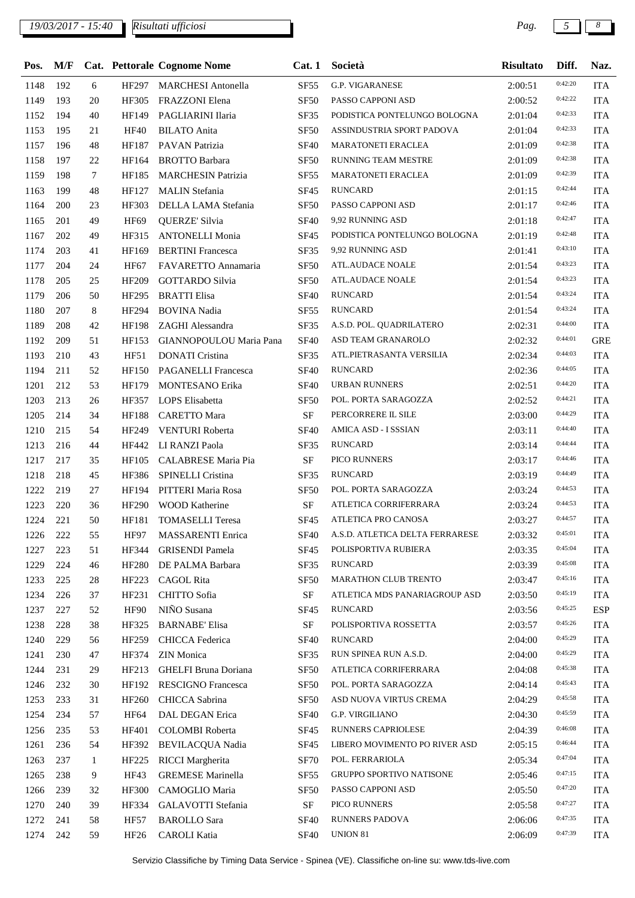| Pos. | M/F | Cat. | Pettorale | Cognome Nome | Cat. 1 | Società | Risultato | Diff. | Naz. |
|---|---|---|---|---|---|---|---|---|---|
| 1148 | 192 | 6 | HF297 | MARCHESI Antonella | SF55 | G.P. VIGARANESE | 2:00:51 | 0:42:20 | ITA |
| 1149 | 193 | 20 | HF305 | FRAZZONI Elena | SF50 | PASSO CAPPONI ASD | 2:00:52 | 0:42:22 | ITA |
| 1152 | 194 | 40 | HF149 | PAGLIARINI Ilaria | SF35 | PODISTICA PONTELUNGO BOLOGNA | 2:01:04 | 0:42:33 | ITA |
| 1153 | 195 | 21 | HF40 | BILATO Anita | SF50 | ASSINDUSTRIA SPORT PADOVA | 2:01:04 | 0:42:33 | ITA |
| 1157 | 196 | 48 | HF187 | PAVAN Patrizia | SF40 | MARATONETI ERACLEA | 2:01:09 | 0:42:38 | ITA |
| 1158 | 197 | 22 | HF164 | BROTTO Barbara | SF50 | RUNNING TEAM MESTRE | 2:01:09 | 0:42:38 | ITA |
| 1159 | 198 | 7 | HF185 | MARCHESIN Patrizia | SF55 | MARATONETI ERACLEA | 2:01:09 | 0:42:39 | ITA |
| 1163 | 199 | 48 | HF127 | MALIN Stefania | SF45 | RUNCARD | 2:01:15 | 0:42:44 | ITA |
| 1164 | 200 | 23 | HF303 | DELLA LAMA Stefania | SF50 | PASSO CAPPONI ASD | 2:01:17 | 0:42:46 | ITA |
| 1165 | 201 | 49 | HF69 | QUERZE' Silvia | SF40 | 9,92 RUNNING ASD | 2:01:18 | 0:42:47 | ITA |
| 1167 | 202 | 49 | HF315 | ANTONELLI Monia | SF45 | PODISTICA PONTELUNGO BOLOGNA | 2:01:19 | 0:42:48 | ITA |
| 1174 | 203 | 41 | HF169 | BERTINI Francesca | SF35 | 9,92 RUNNING ASD | 2:01:41 | 0:43:10 | ITA |
| 1177 | 204 | 24 | HF67 | FAVARETTO Annamaria | SF50 | ATL.AUDACE NOALE | 2:01:54 | 0:43:23 | ITA |
| 1178 | 205 | 25 | HF209 | GOTTARDO Silvia | SF50 | ATL.AUDACE NOALE | 2:01:54 | 0:43:23 | ITA |
| 1179 | 206 | 50 | HF295 | BRATTI Elisa | SF40 | RUNCARD | 2:01:54 | 0:43:24 | ITA |
| 1180 | 207 | 8 | HF294 | BOVINA Nadia | SF55 | RUNCARD | 2:01:54 | 0:43:24 | ITA |
| 1189 | 208 | 42 | HF198 | ZAGHI Alessandra | SF35 | A.S.D. POL. QUADRILATERO | 2:02:31 | 0:44:00 | ITA |
| 1192 | 209 | 51 | HF153 | GIANNOPOULOU Maria Pana | SF40 | ASD TEAM GRANAROLO | 2:02:32 | 0:44:01 | GRE |
| 1193 | 210 | 43 | HF51 | DONATI Cristina | SF35 | ATL.PIETRASANTA VERSILIA | 2:02:34 | 0:44:03 | ITA |
| 1194 | 211 | 52 | HF150 | PAGANELLI Francesca | SF40 | RUNCARD | 2:02:36 | 0:44:05 | ITA |
| 1201 | 212 | 53 | HF179 | MONTESANO Erika | SF40 | URBAN RUNNERS | 2:02:51 | 0:44:20 | ITA |
| 1203 | 213 | 26 | HF357 | LOPS Elisabetta | SF50 | POL. PORTA SARAGOZZA | 2:02:52 | 0:44:21 | ITA |
| 1205 | 214 | 34 | HF188 | CARETTO Mara | SF | PERCORRERE IL SILE | 2:03:00 | 0:44:29 | ITA |
| 1210 | 215 | 54 | HF249 | VENTURI Roberta | SF40 | AMICA ASD - I SSSIAN | 2:03:11 | 0:44:40 | ITA |
| 1213 | 216 | 44 | HF442 | LI RANZI Paola | SF35 | RUNCARD | 2:03:14 | 0:44:44 | ITA |
| 1217 | 217 | 35 | HF105 | CALABRESE Maria Pia | SF | PICO RUNNERS | 2:03:17 | 0:44:46 | ITA |
| 1218 | 218 | 45 | HF386 | SPINELLI Cristina | SF35 | RUNCARD | 2:03:19 | 0:44:49 | ITA |
| 1222 | 219 | 27 | HF194 | PITTERI Maria Rosa | SF50 | POL. PORTA SARAGOZZA | 2:03:24 | 0:44:53 | ITA |
| 1223 | 220 | 36 | HF290 | WOOD Katherine | SF | ATLETICA CORRIFERRARA | 2:03:24 | 0:44:53 | ITA |
| 1224 | 221 | 50 | HF181 | TOMASELLI Teresa | SF45 | ATLETICA PRO CANOSA | 2:03:27 | 0:44:57 | ITA |
| 1226 | 222 | 55 | HF97 | MASSARENTI Enrica | SF40 | A.S.D. ATLETICA DELTA FERRARESE | 2:03:32 | 0:45:01 | ITA |
| 1227 | 223 | 51 | HF344 | GRISENDI Pamela | SF45 | POLISPORTIVA RUBIERA | 2:03:35 | 0:45:04 | ITA |
| 1229 | 224 | 46 | HF280 | DE PALMA Barbara | SF35 | RUNCARD | 2:03:39 | 0:45:08 | ITA |
| 1233 | 225 | 28 | HF223 | CAGOL Rita | SF50 | MARATHON CLUB TRENTO | 2:03:47 | 0:45:16 | ITA |
| 1234 | 226 | 37 | HF231 | CHITTO Sofia | SF | ATLETICA MDS PANARIAGROUP ASD | 2:03:50 | 0:45:19 | ITA |
| 1237 | 227 | 52 | HF90 | NIÑO Susana | SF45 | RUNCARD | 2:03:56 | 0:45:25 | ESP |
| 1238 | 228 | 38 | HF325 | BARNABE' Elisa | SF | POLISPORTIVA ROSSETTA | 2:03:57 | 0:45:26 | ITA |
| 1240 | 229 | 56 | HF259 | CHICCA Federica | SF40 | RUNCARD | 2:04:00 | 0:45:29 | ITA |
| 1241 | 230 | 47 | HF374 | ZIN Monica | SF35 | RUN SPINEA RUN A.S.D. | 2:04:00 | 0:45:29 | ITA |
| 1244 | 231 | 29 | HF213 | GHELFI Bruna Doriana | SF50 | ATLETICA CORRIFERRARA | 2:04:08 | 0:45:38 | ITA |
| 1246 | 232 | 30 | HF192 | RESCIGNO Francesca | SF50 | POL. PORTA SARAGOZZA | 2:04:14 | 0:45:43 | ITA |
| 1253 | 233 | 31 | HF260 | CHICCA Sabrina | SF50 | ASD NUOVA VIRTUS CREMA | 2:04:29 | 0:45:58 | ITA |
| 1254 | 234 | 57 | HF64 | DAL DEGAN Erica | SF40 | G.P. VIRGILIANO | 2:04:30 | 0:45:59 | ITA |
| 1256 | 235 | 53 | HF401 | COLOMBI Roberta | SF45 | RUNNERS CAPRIOLESE | 2:04:39 | 0:46:08 | ITA |
| 1261 | 236 | 54 | HF392 | BEVILACQUA Nadia | SF45 | LIBERO MOVIMENTO PO RIVER ASD | 2:05:15 | 0:46:44 | ITA |
| 1263 | 237 | 1 | HF225 | RICCI Margherita | SF70 | POL. FERRARIOLA | 2:05:34 | 0:47:04 | ITA |
| 1265 | 238 | 9 | HF43 | GREMESE Marinella | SF55 | GRUPPO SPORTIVO NATISONE | 2:05:46 | 0:47:15 | ITA |
| 1266 | 239 | 32 | HF300 | CAMOGLIO Maria | SF50 | PASSO CAPPONI ASD | 2:05:50 | 0:47:20 | ITA |
| 1270 | 240 | 39 | HF334 | GALAVOTTI Stefania | SF | PICO RUNNERS | 2:05:58 | 0:47:27 | ITA |
| 1272 | 241 | 58 | HF57 | BAROLLO Sara | SF40 | RUNNERS PADOVA | 2:06:06 | 0:47:35 | ITA |
| 1274 | 242 | 59 | HF26 | CAROLI Katia | SF40 | UNION 81 | 2:06:09 | 0:47:39 | ITA |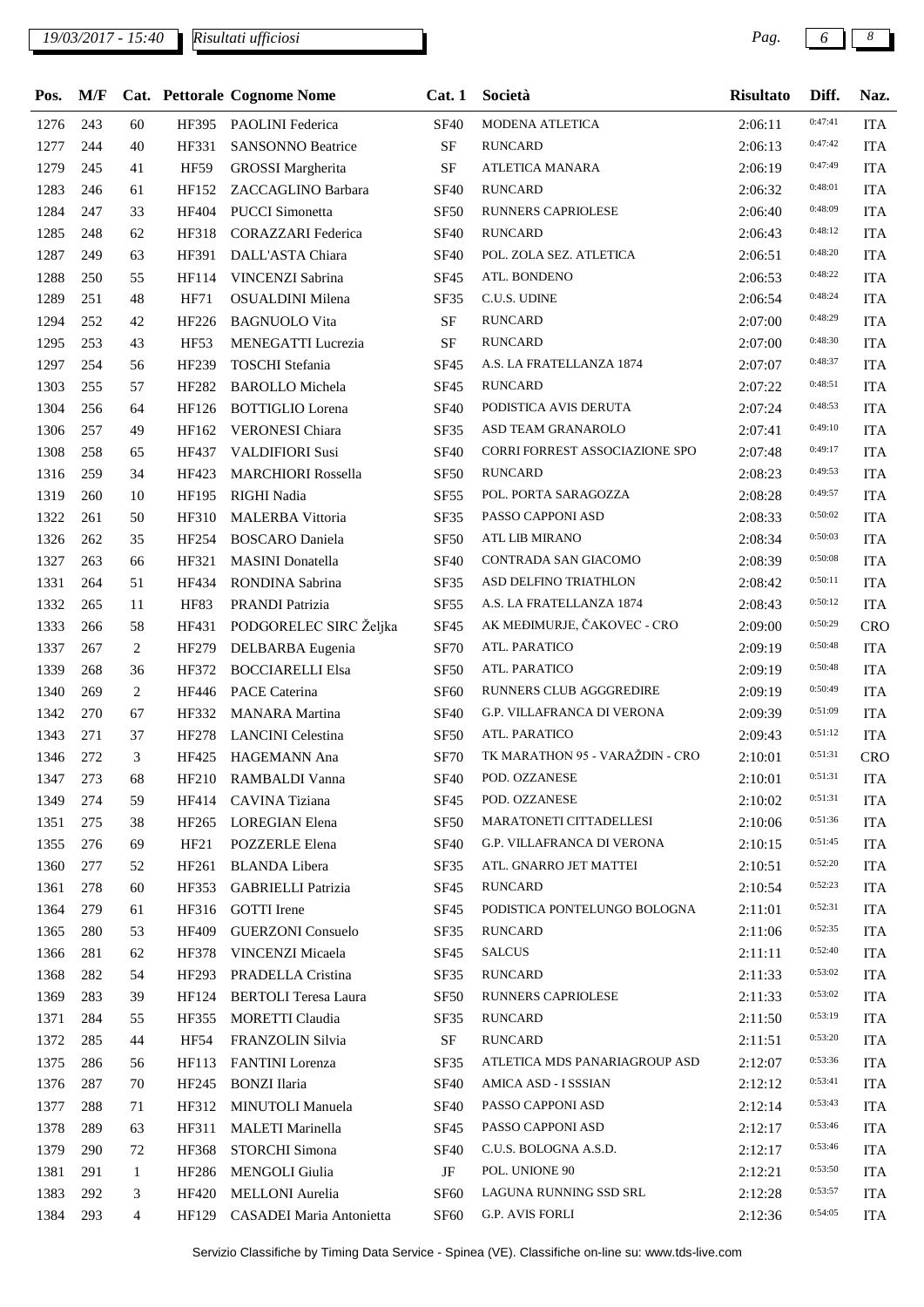| Pos. | M/F | Cat. | Pettorale | Cognome Nome | Cat. 1 | Società | Risultato | Diff. | Naz. |
|---|---|---|---|---|---|---|---|---|---|
| 1276 | 243 | 60 | HF395 | PAOLINI Federica | SF40 | MODENA ATLETICA | 2:06:11 | 0:47:41 | ITA |
| 1277 | 244 | 40 | HF331 | SANSONNO Beatrice | SF | RUNCARD | 2:06:13 | 0:47:42 | ITA |
| 1279 | 245 | 41 | HF59 | GROSSI Margherita | SF | ATLETICA MANARA | 2:06:19 | 0:47:49 | ITA |
| 1283 | 246 | 61 | HF152 | ZACCAGLINO Barbara | SF40 | RUNCARD | 2:06:32 | 0:48:01 | ITA |
| 1284 | 247 | 33 | HF404 | PUCCI Simonetta | SF50 | RUNNERS CAPRIOLESE | 2:06:40 | 0:48:09 | ITA |
| 1285 | 248 | 62 | HF318 | CORAZZARI Federica | SF40 | RUNCARD | 2:06:43 | 0:48:12 | ITA |
| 1287 | 249 | 63 | HF391 | DALL'ASTA Chiara | SF40 | POL. ZOLA SEZ. ATLETICA | 2:06:51 | 0:48:20 | ITA |
| 1288 | 250 | 55 | HF114 | VINCENZI Sabrina | SF45 | ATL. BONDENO | 2:06:53 | 0:48:22 | ITA |
| 1289 | 251 | 48 | HF71 | OSUALDINI Milena | SF35 | C.U.S. UDINE | 2:06:54 | 0:48:24 | ITA |
| 1294 | 252 | 42 | HF226 | BAGNUOLO Vita | SF | RUNCARD | 2:07:00 | 0:48:29 | ITA |
| 1295 | 253 | 43 | HF53 | MENEGATTI Lucrezia | SF | RUNCARD | 2:07:00 | 0:48:30 | ITA |
| 1297 | 254 | 56 | HF239 | TOSCHI Stefania | SF45 | A.S. LA FRATELLANZA 1874 | 2:07:07 | 0:48:37 | ITA |
| 1303 | 255 | 57 | HF282 | BAROLLO Michela | SF45 | RUNCARD | 2:07:22 | 0:48:51 | ITA |
| 1304 | 256 | 64 | HF126 | BOTTIGLIO Lorena | SF40 | PODISTICA AVIS DERUTA | 2:07:24 | 0:48:53 | ITA |
| 1306 | 257 | 49 | HF162 | VERONESI Chiara | SF35 | ASD TEAM GRANAROLO | 2:07:41 | 0:49:10 | ITA |
| 1308 | 258 | 65 | HF437 | VALDIFIORI Susi | SF40 | CORRI FORREST ASSOCIAZIONE SPO | 2:07:48 | 0:49:17 | ITA |
| 1316 | 259 | 34 | HF423 | MARCHIORI Rossella | SF50 | RUNCARD | 2:08:23 | 0:49:53 | ITA |
| 1319 | 260 | 10 | HF195 | RIGHI Nadia | SF55 | POL. PORTA SARAGOZZA | 2:08:28 | 0:49:57 | ITA |
| 1322 | 261 | 50 | HF310 | MALERBA Vittoria | SF35 | PASSO CAPPONI ASD | 2:08:33 | 0:50:02 | ITA |
| 1326 | 262 | 35 | HF254 | BOSCARO Daniela | SF50 | ATL LIB MIRANO | 2:08:34 | 0:50:03 | ITA |
| 1327 | 263 | 66 | HF321 | MASINI Donatella | SF40 | CONTRADA SAN GIACOMO | 2:08:39 | 0:50:08 | ITA |
| 1331 | 264 | 51 | HF434 | RONDINA Sabrina | SF35 | ASD DELFINO TRIATHLON | 2:08:42 | 0:50:11 | ITA |
| 1332 | 265 | 11 | HF83 | PRANDI Patrizia | SF55 | A.S. LA FRATELLANZA 1874 | 2:08:43 | 0:50:12 | ITA |
| 1333 | 266 | 58 | HF431 | PODGORELEC SIRC Željka | SF45 | AK MEĐIMURJE, ČAKOVEC - CRO | 2:09:00 | 0:50:29 | CRO |
| 1337 | 267 | 2 | HF279 | DELBARBA Eugenia | SF70 | ATL. PARATICO | 2:09:19 | 0:50:48 | ITA |
| 1339 | 268 | 36 | HF372 | BOCCIARELLI Elsa | SF50 | ATL. PARATICO | 2:09:19 | 0:50:48 | ITA |
| 1340 | 269 | 2 | HF446 | PACE Caterina | SF60 | RUNNERS CLUB AGGGREDIRE | 2:09:19 | 0:50:49 | ITA |
| 1342 | 270 | 67 | HF332 | MANARA Martina | SF40 | G.P. VILLAFRANCA DI VERONA | 2:09:39 | 0:51:09 | ITA |
| 1343 | 271 | 37 | HF278 | LANCINI Celestina | SF50 | ATL. PARATICO | 2:09:43 | 0:51:12 | ITA |
| 1346 | 272 | 3 | HF425 | HAGEMANN Ana | SF70 | TK MARATHON 95 - VARAŽDIN - CRO | 2:10:01 | 0:51:31 | CRO |
| 1347 | 273 | 68 | HF210 | RAMBALDI Vanna | SF40 | POD. OZZANESE | 2:10:01 | 0:51:31 | ITA |
| 1349 | 274 | 59 | HF414 | CAVINA Tiziana | SF45 | POD. OZZANESE | 2:10:02 | 0:51:31 | ITA |
| 1351 | 275 | 38 | HF265 | LOREGIAN Elena | SF50 | MARATONETI CITTADELLESI | 2:10:06 | 0:51:36 | ITA |
| 1355 | 276 | 69 | HF21 | POZZERLE Elena | SF40 | G.P. VILLAFRANCA DI VERONA | 2:10:15 | 0:51:45 | ITA |
| 1360 | 277 | 52 | HF261 | BLANDA Libera | SF35 | ATL. GNARRO JET MATTEI | 2:10:51 | 0:52:20 | ITA |
| 1361 | 278 | 60 | HF353 | GABRIELLI Patrizia | SF45 | RUNCARD | 2:10:54 | 0:52:23 | ITA |
| 1364 | 279 | 61 | HF316 | GOTTI Irene | SF45 | PODISTICA PONTELUNGO BOLOGNA | 2:11:01 | 0:52:31 | ITA |
| 1365 | 280 | 53 | HF409 | GUERZONI Consuelo | SF35 | RUNCARD | 2:11:06 | 0:52:35 | ITA |
| 1366 | 281 | 62 | HF378 | VINCENZI Micaela | SF45 | SALCUS | 2:11:11 | 0:52:40 | ITA |
| 1368 | 282 | 54 | HF293 | PRADELLA Cristina | SF35 | RUNCARD | 2:11:33 | 0:53:02 | ITA |
| 1369 | 283 | 39 | HF124 | BERTOLI Teresa Laura | SF50 | RUNNERS CAPRIOLESE | 2:11:33 | 0:53:02 | ITA |
| 1371 | 284 | 55 | HF355 | MORETTI Claudia | SF35 | RUNCARD | 2:11:50 | 0:53:19 | ITA |
| 1372 | 285 | 44 | HF54 | FRANZOLIN Silvia | SF | RUNCARD | 2:11:51 | 0:53:20 | ITA |
| 1375 | 286 | 56 | HF113 | FANTINI Lorenza | SF35 | ATLETICA MDS PANARIAGROUP ASD | 2:12:07 | 0:53:36 | ITA |
| 1376 | 287 | 70 | HF245 | BONZI Ilaria | SF40 | AMICA ASD - I SSSIAN | 2:12:12 | 0:53:41 | ITA |
| 1377 | 288 | 71 | HF312 | MINUTOLI Manuela | SF40 | PASSO CAPPONI ASD | 2:12:14 | 0:53:43 | ITA |
| 1378 | 289 | 63 | HF311 | MALETI Marinella | SF45 | PASSO CAPPONI ASD | 2:12:17 | 0:53:46 | ITA |
| 1379 | 290 | 72 | HF368 | STORCHI Simona | SF40 | C.U.S. BOLOGNA A.S.D. | 2:12:17 | 0:53:46 | ITA |
| 1381 | 291 | 1 | HF286 | MENGOLI Giulia | JF | POL. UNIONE 90 | 2:12:21 | 0:53:50 | ITA |
| 1383 | 292 | 3 | HF420 | MELLONI Aurelia | SF60 | LAGUNA RUNNING SSD SRL | 2:12:28 | 0:53:57 | ITA |
| 1384 | 293 | 4 | HF129 | CASADEI Maria Antonietta | SF60 | G.P. AVIS FORLI | 2:12:36 | 0:54:05 | ITA |

Servizio Classifiche by Timing Data Service - Spinea (VE). Classifiche on-line su: www.tds-live.com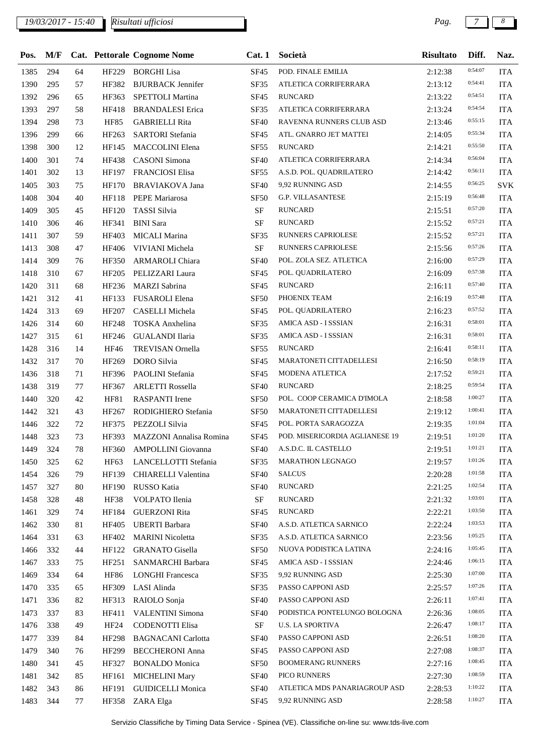| Pos. | M/F | Cat. | Pettorale | Cognome Nome | Cat. 1 | Società | Risultato | Diff. | Naz. |
|---|---|---|---|---|---|---|---|---|---|
| 1385 | 294 | 64 | HF229 | BORGHI Lisa | SF45 | POD. FINALE EMILIA | 2:12:38 | 0:54:07 | ITA |
| 1390 | 295 | 57 | HF382 | BJURBACK Jennifer | SF35 | ATLETICA CORRIFERRARA | 2:13:12 | 0:54:41 | ITA |
| 1392 | 296 | 65 | HF363 | SPETTOLI Martina | SF45 | RUNCARD | 2:13:22 | 0:54:51 | ITA |
| 1393 | 297 | 58 | HF418 | BRANDALESI Erica | SF35 | ATLETICA CORRIFERRARA | 2:13:24 | 0:54:54 | ITA |
| 1394 | 298 | 73 | HF85 | GABRIELLI Rita | SF40 | RAVENNA RUNNERS CLUB ASD | 2:13:46 | 0:55:15 | ITA |
| 1396 | 299 | 66 | HF263 | SARTORI Stefania | SF45 | ATL. GNARRO JET MATTEI | 2:14:05 | 0:55:34 | ITA |
| 1398 | 300 | 12 | HF145 | MACCOLINI Elena | SF55 | RUNCARD | 2:14:21 | 0:55:50 | ITA |
| 1400 | 301 | 74 | HF438 | CASONI Simona | SF40 | ATLETICA CORRIFERRARA | 2:14:34 | 0:56:04 | ITA |
| 1401 | 302 | 13 | HF197 | FRANCIOSI Elisa | SF55 | A.S.D. POL. QUADRILATERO | 2:14:42 | 0:56:11 | ITA |
| 1405 | 303 | 75 | HF170 | BRAVIAKOVA Jana | SF40 | 9,92 RUNNING ASD | 2:14:55 | 0:56:25 | SVK |
| 1408 | 304 | 40 | HF118 | PEPE Mariarosa | SF50 | G.P. VILLASANTESE | 2:15:19 | 0:56:48 | ITA |
| 1409 | 305 | 45 | HF120 | TASSI Silvia | SF | RUNCARD | 2:15:51 | 0:57:20 | ITA |
| 1410 | 306 | 46 | HF341 | BINI Sara | SF | RUNCARD | 2:15:52 | 0:57:21 | ITA |
| 1411 | 307 | 59 | HF403 | MICALI Marina | SF35 | RUNNERS CAPRIOLESE | 2:15:52 | 0:57:21 | ITA |
| 1413 | 308 | 47 | HF406 | VIVIANI Michela | SF | RUNNERS CAPRIOLESE | 2:15:56 | 0:57:26 | ITA |
| 1414 | 309 | 76 | HF350 | ARMAROLI Chiara | SF40 | POL. ZOLA SEZ. ATLETICA | 2:16:00 | 0:57:29 | ITA |
| 1418 | 310 | 67 | HF205 | PELIZZARI Laura | SF45 | POL. QUADRILATERO | 2:16:09 | 0:57:38 | ITA |
| 1420 | 311 | 68 | HF236 | MARZI Sabrina | SF45 | RUNCARD | 2:16:11 | 0:57:40 | ITA |
| 1421 | 312 | 41 | HF133 | FUSAROLI Elena | SF50 | PHOENIX TEAM | 2:16:19 | 0:57:48 | ITA |
| 1424 | 313 | 69 | HF207 | CASELLI Michela | SF45 | POL. QUADRILATERO | 2:16:23 | 0:57:52 | ITA |
| 1426 | 314 | 60 | HF248 | TOSKA Anxhelina | SF35 | AMICA ASD - I SSSIAN | 2:16:31 | 0:58:01 | ITA |
| 1427 | 315 | 61 | HF246 | GUALANDI Ilaria | SF35 | AMICA ASD - I SSSIAN | 2:16:31 | 0:58:01 | ITA |
| 1428 | 316 | 14 | HF46 | TREVISAN Ornella | SF55 | RUNCARD | 2:16:41 | 0:58:11 | ITA |
| 1432 | 317 | 70 | HF269 | DORO Silvia | SF45 | MARATONETI CITTADELLESI | 2:16:50 | 0:58:19 | ITA |
| 1436 | 318 | 71 | HF396 | PAOLINI Stefania | SF45 | MODENA ATLETICA | 2:17:52 | 0:59:21 | ITA |
| 1438 | 319 | 77 | HF367 | ARLETTI Rossella | SF40 | RUNCARD | 2:18:25 | 0:59:54 | ITA |
| 1440 | 320 | 42 | HF81 | RASPANTI Irene | SF50 | POL. COOP CERAMICA D'IMOLA | 2:18:58 | 1:00:27 | ITA |
| 1442 | 321 | 43 | HF267 | RODIGHIERO Stefania | SF50 | MARATONETI CITTADELLESI | 2:19:12 | 1:00:41 | ITA |
| 1446 | 322 | 72 | HF375 | PEZZOLI Silvia | SF45 | POL. PORTA SARAGOZZA | 2:19:35 | 1:01:04 | ITA |
| 1448 | 323 | 73 | HF393 | MAZZONI Annalisa Romina | SF45 | POD. MISERICORDIA AGLIANESE 19 | 2:19:51 | 1:01:20 | ITA |
| 1449 | 324 | 78 | HF360 | AMPOLLINI Giovanna | SF40 | A.S.D.C. IL CASTELLO | 2:19:51 | 1:01:21 | ITA |
| 1450 | 325 | 62 | HF63 | LANCELLOTTI Stefania | SF35 | MARATHON LEGNAGO | 2:19:57 | 1:01:26 | ITA |
| 1454 | 326 | 79 | HF139 | CHIARELLI Valentina | SF40 | SALCUS | 2:20:28 | 1:01:58 | ITA |
| 1457 | 327 | 80 | HF190 | RUSSO Katia | SF40 | RUNCARD | 2:21:25 | 1:02:54 | ITA |
| 1458 | 328 | 48 | HF38 | VOLPATO Ilenia | SF | RUNCARD | 2:21:32 | 1:03:01 | ITA |
| 1461 | 329 | 74 | HF184 | GUERZONI Rita | SF45 | RUNCARD | 2:22:21 | 1:03:50 | ITA |
| 1462 | 330 | 81 | HF405 | UBERTI Barbara | SF40 | A.S.D. ATLETICA SARNICO | 2:22:24 | 1:03:53 | ITA |
| 1464 | 331 | 63 | HF402 | MARINI Nicoletta | SF35 | A.S.D. ATLETICA SARNICO | 2:23:56 | 1:05:25 | ITA |
| 1466 | 332 | 44 | HF122 | GRANATO Gisella | SF50 | NUOVA PODISTICA LATINA | 2:24:16 | 1:05:45 | ITA |
| 1467 | 333 | 75 | HF251 | SANMARCHI Barbara | SF45 | AMICA ASD - I SSSIAN | 2:24:46 | 1:06:15 | ITA |
| 1469 | 334 | 64 | HF86 | LONGHI Francesca | SF35 | 9,92 RUNNING ASD | 2:25:30 | 1:07:00 | ITA |
| 1470 | 335 | 65 | HF309 | LASI Alinda | SF35 | PASSO CAPPONI ASD | 2:25:57 | 1:07:26 | ITA |
| 1471 | 336 | 82 | HF313 | RAIOLO Sonja | SF40 | PASSO CAPPONI ASD | 2:26:11 | 1:07:41 | ITA |
| 1473 | 337 | 83 | HF411 | VALENTINI Simona | SF40 | PODISTICA PONTELUNGO BOLOGNA | 2:26:36 | 1:08:05 | ITA |
| 1476 | 338 | 49 | HF24 | CODENOTTI Elisa | SF | U.S. LA SPORTIVA | 2:26:47 | 1:08:17 | ITA |
| 1477 | 339 | 84 | HF298 | BAGNACANI Carlotta | SF40 | PASSO CAPPONI ASD | 2:26:51 | 1:08:20 | ITA |
| 1479 | 340 | 76 | HF299 | BECCHERONI Anna | SF45 | PASSO CAPPONI ASD | 2:27:08 | 1:08:37 | ITA |
| 1480 | 341 | 45 | HF327 | BONALDO Monica | SF50 | BOOMERANG RUNNERS | 2:27:16 | 1:08:45 | ITA |
| 1481 | 342 | 85 | HF161 | MICHELINI Mary | SF40 | PICO RUNNERS | 2:27:30 | 1:08:59 | ITA |
| 1482 | 343 | 86 | HF191 | GUIDICELLI Monica | SF40 | ATLETICA MDS PANARIAGROUP ASD | 2:28:53 | 1:10:22 | ITA |
| 1483 | 344 | 77 | HF358 | ZARA Elga | SF45 | 9,92 RUNNING ASD | 2:28:58 | 1:10:27 | ITA |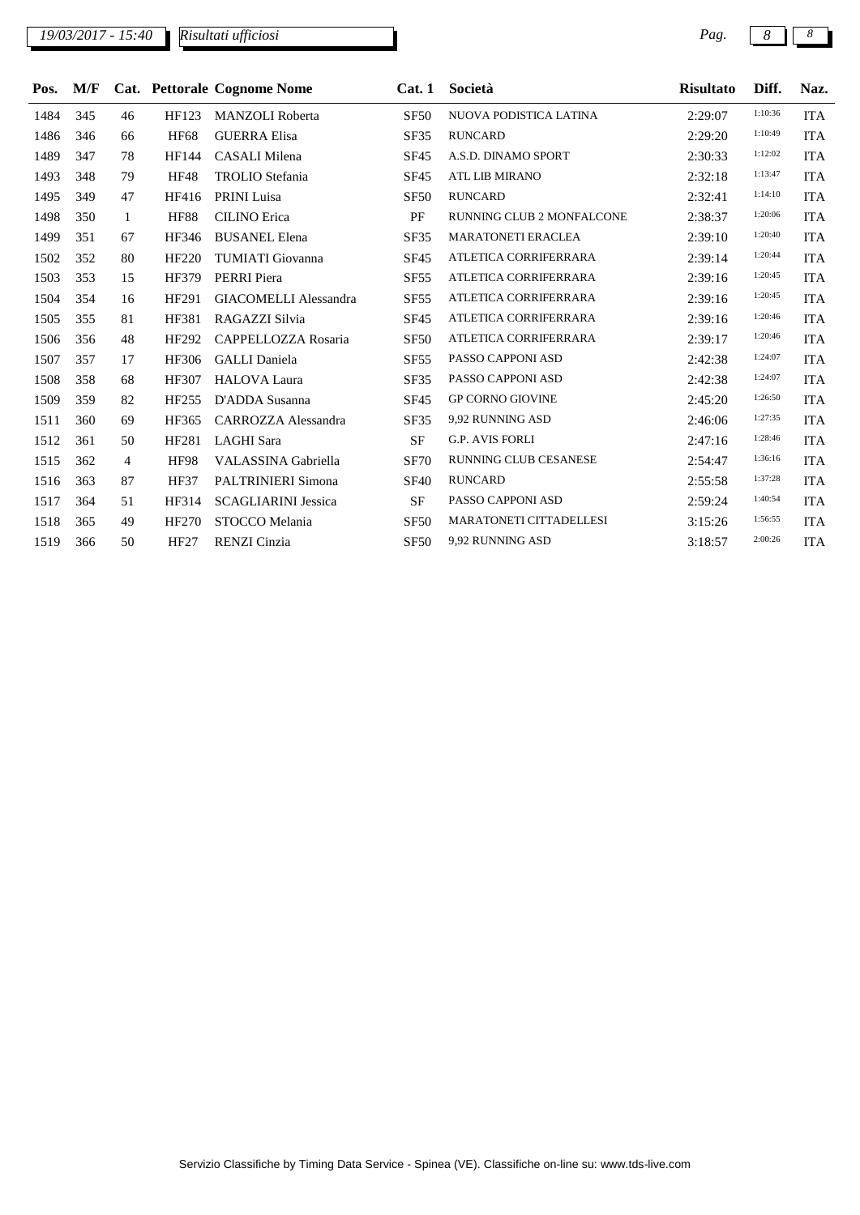| Pos. | M/F | Cat. | Pettorale | Cognome Nome | Cat. 1 | Società | Risultato | Diff. | Naz. |
|---|---|---|---|---|---|---|---|---|---|
| 1484 | 345 | 46 | HF123 | MANZOLI Roberta | SF50 | NUOVA PODISTICA LATINA | 2:29:07 | 1:10:36 | ITA |
| 1486 | 346 | 66 | HF68 | GUERRA Elisa | SF35 | RUNCARD | 2:29:20 | 1:10:49 | ITA |
| 1489 | 347 | 78 | HF144 | CASALI Milena | SF45 | A.S.D. DINAMO SPORT | 2:30:33 | 1:12:02 | ITA |
| 1493 | 348 | 79 | HF48 | TROLIO Stefania | SF45 | ATL LIB MIRANO | 2:32:18 | 1:13:47 | ITA |
| 1495 | 349 | 47 | HF416 | PRINI Luisa | SF50 | RUNCARD | 2:32:41 | 1:14:10 | ITA |
| 1498 | 350 | 1 | HF88 | CILINO Erica | PF | RUNNING CLUB 2 MONFALCONE | 2:38:37 | 1:20:06 | ITA |
| 1499 | 351 | 67 | HF346 | BUSANEL Elena | SF35 | MARATONETI ERACLEA | 2:39:10 | 1:20:40 | ITA |
| 1502 | 352 | 80 | HF220 | TUMIATI Giovanna | SF45 | ATLETICA CORRIFERRARA | 2:39:14 | 1:20:44 | ITA |
| 1503 | 353 | 15 | HF379 | PERRI Piera | SF55 | ATLETICA CORRIFERRARA | 2:39:16 | 1:20:45 | ITA |
| 1504 | 354 | 16 | HF291 | GIACOMELLI Alessandra | SF55 | ATLETICA CORRIFERRARA | 2:39:16 | 1:20:45 | ITA |
| 1505 | 355 | 81 | HF381 | RAGAZZI Silvia | SF45 | ATLETICA CORRIFERRARA | 2:39:16 | 1:20:46 | ITA |
| 1506 | 356 | 48 | HF292 | CAPPELLOZZA Rosaria | SF50 | ATLETICA CORRIFERRARA | 2:39:17 | 1:20:46 | ITA |
| 1507 | 357 | 17 | HF306 | GALLI Daniela | SF55 | PASSO CAPPONI ASD | 2:42:38 | 1:24:07 | ITA |
| 1508 | 358 | 68 | HF307 | HALOVA Laura | SF35 | PASSO CAPPONI ASD | 2:42:38 | 1:24:07 | ITA |
| 1509 | 359 | 82 | HF255 | D'ADDA Susanna | SF45 | GP CORNO GIOVINE | 2:45:20 | 1:26:50 | ITA |
| 1511 | 360 | 69 | HF365 | CARROZZA Alessandra | SF35 | 9,92 RUNNING ASD | 2:46:06 | 1:27:35 | ITA |
| 1512 | 361 | 50 | HF281 | LAGHI Sara | SF | G.P. AVIS FORLI | 2:47:16 | 1:28:46 | ITA |
| 1515 | 362 | 4 | HF98 | VALASSINA Gabriella | SF70 | RUNNING CLUB CESANESE | 2:54:47 | 1:36:16 | ITA |
| 1516 | 363 | 87 | HF37 | PALTRINIERI Simona | SF40 | RUNCARD | 2:55:58 | 1:37:28 | ITA |
| 1517 | 364 | 51 | HF314 | SCAGLIARINI Jessica | SF | PASSO CAPPONI ASD | 2:59:24 | 1:40:54 | ITA |
| 1518 | 365 | 49 | HF270 | STOCCO Melania | SF50 | MARATONETI CITTADELLESI | 3:15:26 | 1:56:55 | ITA |
| 1519 | 366 | 50 | HF27 | RENZI Cinzia | SF50 | 9,92 RUNNING ASD | 3:18:57 | 2:00:26 | ITA |